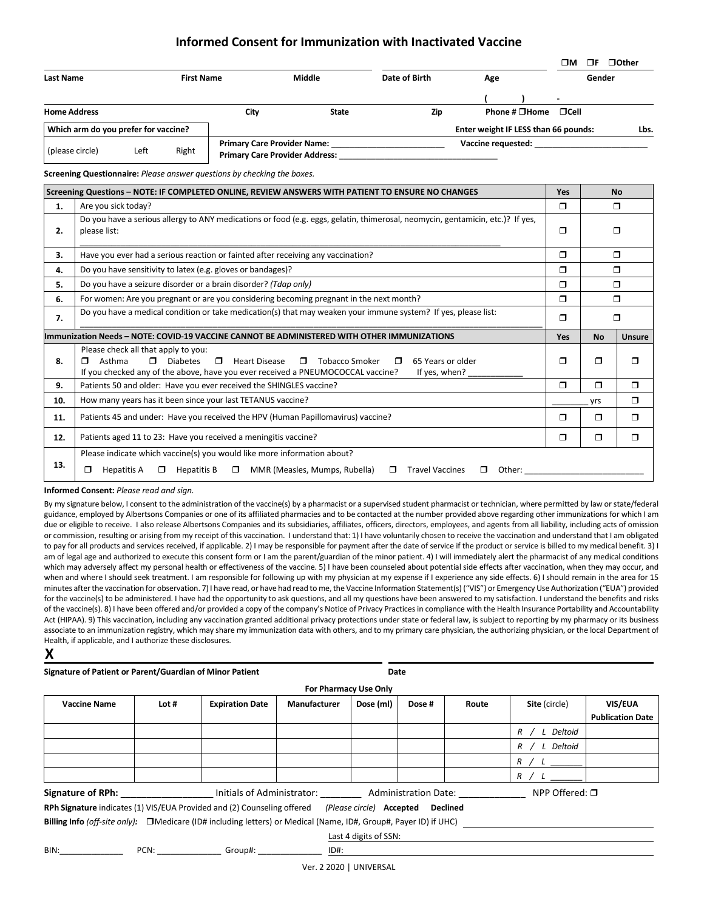# Informed Consent for Immunization with Inactivated Vaccine

| Last Name | First Name | Middle | Date of Birth | Age | ❒M ❒F ❒Other Gender |
|---|---|---|---|---|---|

| Home Address | City | State | Zip | ( ) - Phone # ❒Home ❒Cell |
|---|---|---|---|---|

| Which arm do you prefer for vaccine? | | Enter weight IF LESS than 66 pounds: Lbs. |
|---|---|---|
| (please circle) Left Right | Primary Care Provider Name: ________ Primary Care Provider Address: ________ | Vaccine requested: ________ |

**Screening Questionnaire:** *Please answer questions by checking the boxes.*

| | Screening Questions – NOTE: IF COMPLETED ONLINE, REVIEW ANSWERS WITH PATIENT TO ENSURE NO CHANGES | Yes | No |
|---|---|---|---|
| 1. | Are you sick today? | ❒ | ❒ |
| 2. | Do you have a serious allergy to ANY medications or food (e.g. eggs, gelatin, thimerosal, neomycin, gentamicin, etc.)? If yes, please list: ________ | ❒ | ❒ |
| 3. | Have you ever had a serious reaction or fainted after receiving any vaccination? | ❒ | ❒ |
| 4. | Do you have sensitivity to latex (e.g. gloves or bandages)? | ❒ | ❒ |
| 5. | Do you have a seizure disorder or a brain disorder? *(Tdap only)* | ❒ | ❒ |
| 6. | For women: Are you pregnant or are you considering becoming pregnant in the next month? | ❒ | ❒ |
| 7. | Do you have a medical condition or take medication(s) that may weaken your immune system? If yes, please list: ________ | ❒ | ❒ |

| | Immunization Needs – NOTE: COVID-19 VACCINE CANNOT BE ADMINISTERED WITH OTHER IMMUNIZATIONS | Yes | No | Unsure |
|---|---|---|---|---|
| 8. | Please check all that apply to you: ❒ Asthma ❒ Diabetes ❒ Heart Disease ❒ Tobacco Smoker ❒ 65 Years or older<br>If you checked any of the above, have you ever received a PNEUMOCOCCAL vaccine? If yes, when? ________ | ❒ | ❒ | ❒ |
| 9. | Patients 50 and older: Have you ever received the SHINGLES vaccine? | ❒ | ❒ | ❒ |
| 10. | How many years has it been since your last TETANUS vaccine? | ________ yrs | | ❒ |
| 11. | Patients 45 and under: Have you received the HPV (Human Papillomavirus) vaccine? | ❒ | ❒ | ❒ |
| 12. | Patients aged 11 to 23: Have you received a meningitis vaccine? | ❒ | ❒ | ❒ |
| 13. | Please indicate which vaccine(s) you would like more information about?<br>❒ Hepatitis A ❒ Hepatitis B ❒ MMR (Measles, Mumps, Rubella) ❒ Travel Vaccines ❒ Other: ________ | | | |

**Informed Consent:** *Please read and sign.*

By my signature below, I consent to the administration of the vaccine(s) by a pharmacist or a supervised student pharmacist or technician, where permitted by law or state/federal guidance, employed by Albertsons Companies or one of its affiliated pharmacies and to be contacted at the number provided above regarding other immunizations for which I am due or eligible to receive. I also release Albertsons Companies and its subsidiaries, affiliates, officers, directors, employees, and agents from all liability, including acts of omission or commission, resulting or arising from my receipt of this vaccination. I understand that: 1) I have voluntarily chosen to receive the vaccination and understand that I am obligated to pay for all products and services received, if applicable. 2) I may be responsible for payment after the date of service if the product or service is billed to my medical benefit. 3) I am of legal age and authorized to execute this consent form or I am the parent/guardian of the minor patient. 4) I will immediately alert the pharmacist of any medical conditions which may adversely affect my personal health or effectiveness of the vaccine. 5) I have been counseled about potential side effects after vaccination, when they may occur, and when and where I should seek treatment. I am responsible for following up with my physician at my expense if I experience any side effects. 6) I should remain in the area for 15 minutes after the vaccination for observation. 7) I have read, or have had read to me, the Vaccine Information Statement(s) ("VIS") or Emergency Use Authorization ("EUA") provided for the vaccine(s) to be administered. I have had the opportunity to ask questions, and all my questions have been answered to my satisfaction. I understand the benefits and risks of the vaccine(s). 8) I have been offered and/or provided a copy of the company's Notice of Privacy Practices in compliance with the Health Insurance Portability and Accountability Act (HIPAA). 9) This vaccination, including any vaccination granted additional privacy protections under state or federal law, is subject to reporting by my pharmacy or its business associate to an immunization registry, which may share my immunization data with others, and to my primary care physician, the authorizing physician, or the local Department of Health, if applicable, and I authorize these disclosures.

**X**

**Signature of Patient or Parent/Guardian of Minor Patient** **Date**

**For Pharmacy Use Only**

| Vaccine Name | Lot # | Expiration Date | Manufacturer | Dose (ml) | Dose # | Route | Site (circle) | VIS/EUA Publication Date |
|---|---|---|---|---|---|---|---|---|
| | | | | | | | *R / L Deltoid* | |
| | | | | | | | *R / L Deltoid* | |
| | | | | | | | *R / L ______* | |
| | | | | | | | *R / L ______* | |

**Signature of RPh:** ________________ Initials of Administrator: ________ Administration Date: ____________ NPP Offered: ❒

**RPh Signature** indicates (1) VIS/EUA Provided and (2) Counseling offered *(Please circle)* **Accepted** **Declined**

**Billing Info** *(off-site only):* ❒Medicare (ID# including letters) or Medical (Name, ID#, Group#, Payer ID) if UHC) ________

Last 4 digits of SSN: ________

BIN:____________ PCN: ____________ Group#: ____________ ID#: ________

Ver. 2 2020 | UNIVERSAL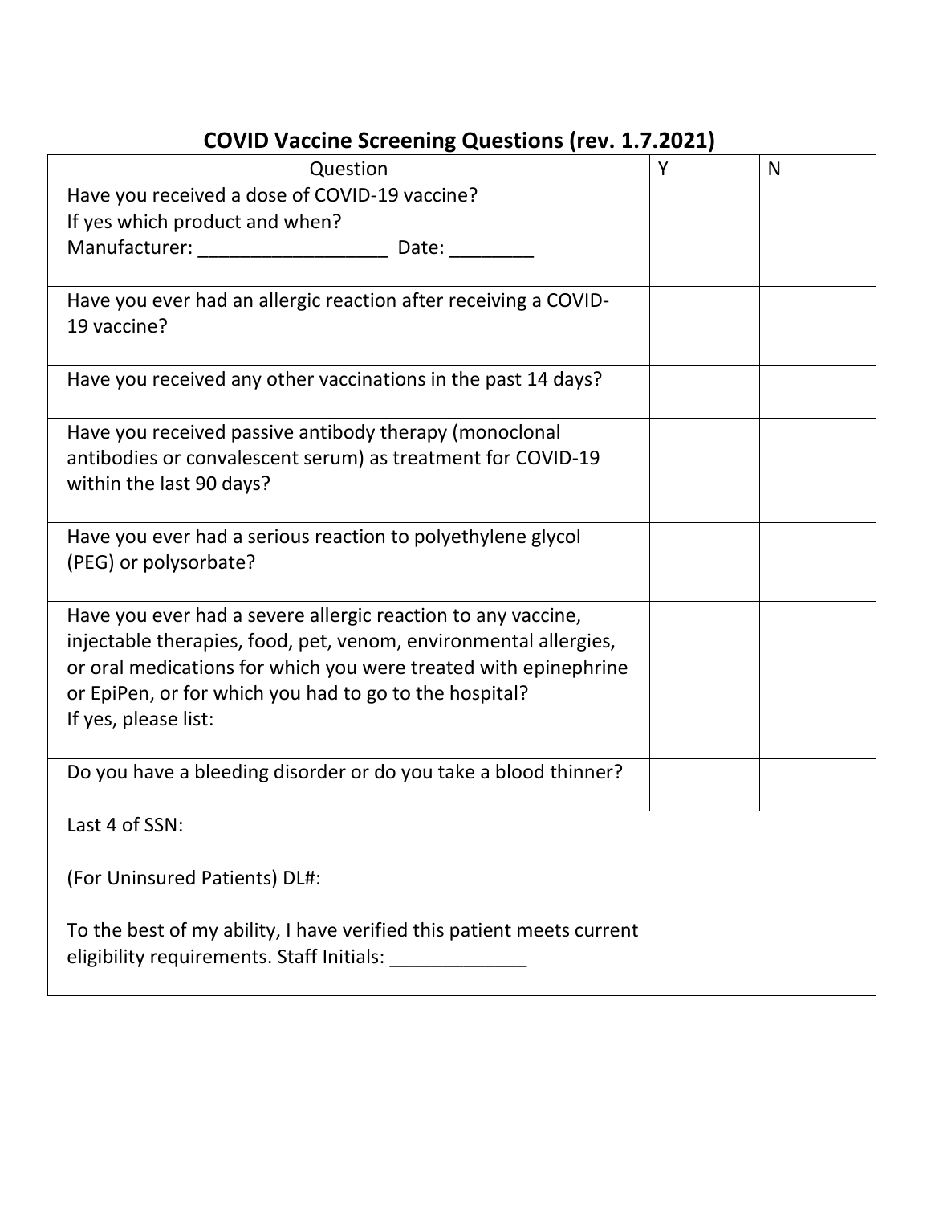## COVID Vaccine Screening Questions (rev. 1.7.2021)

| Question | Y | N |
|---|---|---|
| Have you received a dose of COVID-19 vaccine?<br>If yes which product and when?<br>Manufacturer: __________________ Date: ________ | | |
| Have you ever had an allergic reaction after receiving a COVID-19 vaccine? | | |
| Have you received any other vaccinations in the past 14 days? | | |
| Have you received passive antibody therapy (monoclonal antibodies or convalescent serum) as treatment for COVID-19 within the last 90 days? | | |
| Have you ever had a serious reaction to polyethylene glycol (PEG) or polysorbate? | | |
| Have you ever had a severe allergic reaction to any vaccine, injectable therapies, food, pet, venom, environmental allergies, or oral medications for which you were treated with epinephrine or EpiPen, or for which you had to go to the hospital?<br>If yes, please list: | | |
| Do you have a bleeding disorder or do you take a blood thinner? | | |
| Last 4 of SSN: | | |
| (For Uninsured Patients) DL#: | | |
| To the best of my ability, I have verified this patient meets current eligibility requirements. Staff Initials: _____________ | | |